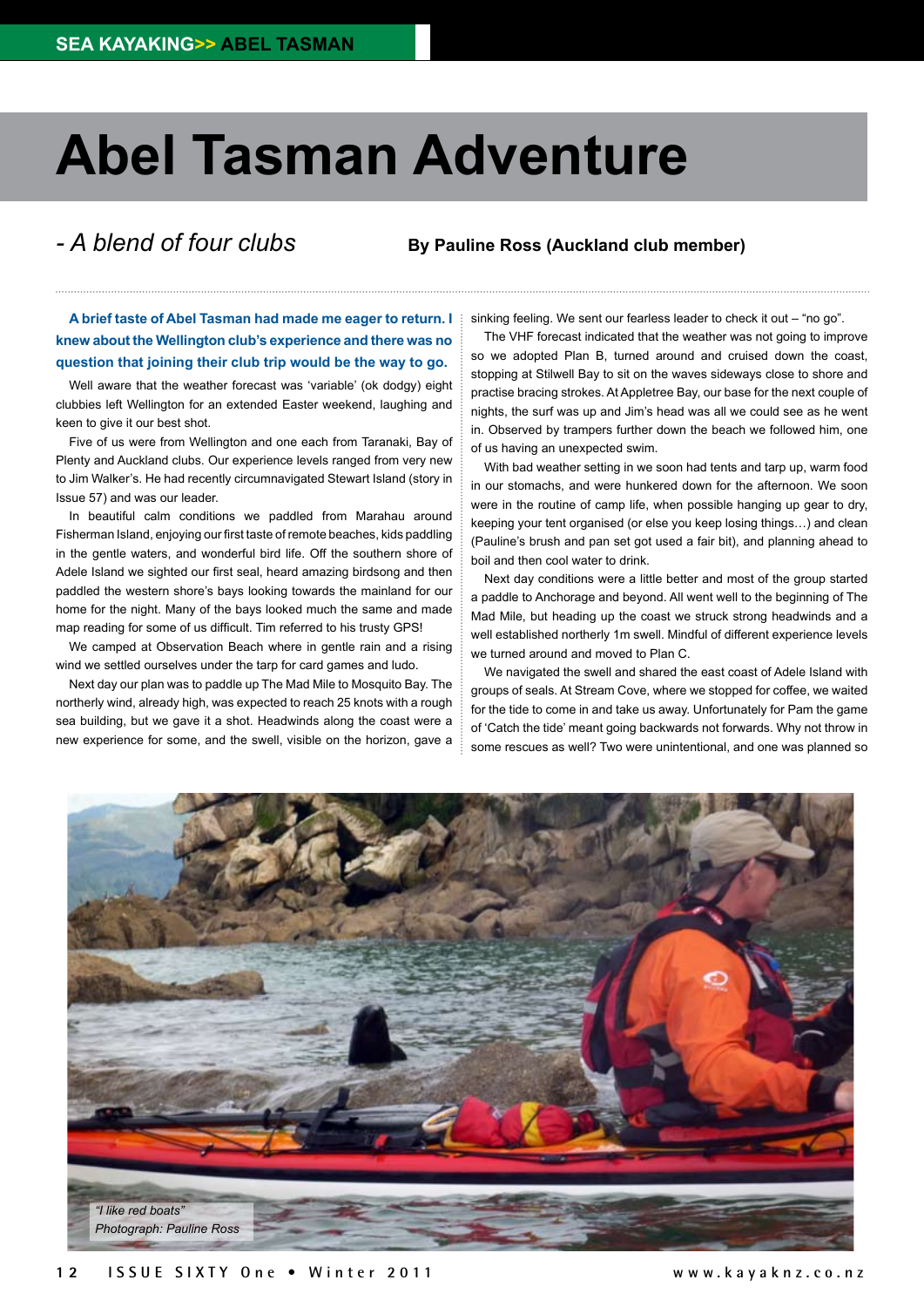# Abel Tasman Adventure

*- A blend of four clubs*

**By Pauline Ross (Auckland club member)**

**A brief taste of Abel Tasman had made me eager to return. I knew about the Wellington club's experience and there was no question that joining their club trip would be the way to go.**

Well aware that the weather forecast was 'variable' (ok dodgy) eight clubbies left Wellington for an extended Easter weekend, laughing and keen to give it our best shot.

Five of us were from Wellington and one each from Taranaki, Bay of Plenty and Auckland clubs. Our experience levels ranged from very new to Jim Walker's. He had recently circumnavigated Stewart Island (story in Issue 57) and was our leader.

In beautiful calm conditions we paddled from Marahau around Fisherman Island, enjoying our first taste of remote beaches, kids paddling in the gentle waters, and wonderful bird life. Off the southern shore of Adele Island we sighted our first seal, heard amazing birdsong and then paddled the western shore's bays looking towards the mainland for our home for the night. Many of the bays looked much the same and made map reading for some of us difficult. Tim referred to his trusty GPS!

We camped at Observation Beach where in gentle rain and a rising wind we settled ourselves under the tarp for card games and ludo.

Next day our plan was to paddle up The Mad Mile to Mosquito Bay. The northerly wind, already high, was expected to reach 25 knots with a rough sea building, but we gave it a shot. Headwinds along the coast were a new experience for some, and the swell, visible on the horizon, gave a sinking feeling. We sent our fearless leader to check it out – "no go".

The VHF forecast indicated that the weather was not going to improve so we adopted Plan B, turned around and cruised down the coast, stopping at Stilwell Bay to sit on the waves sideways close to shore and practise bracing strokes. At Appletree Bay, our base for the next couple of nights, the surf was up and Jim's head was all we could see as he went in. Observed by trampers further down the beach we followed him, one of us having an unexpected swim.

With bad weather setting in we soon had tents and tarp up, warm food in our stomachs, and were hunkered down for the afternoon. We soon were in the routine of camp life, when possible hanging up gear to dry, keeping your tent organised (or else you keep losing things…) and clean (Pauline's brush and pan set got used a fair bit), and planning ahead to boil and then cool water to drink.

Next day conditions were a little better and most of the group started a paddle to Anchorage and beyond. All went well to the beginning of The Mad Mile, but heading up the coast we struck strong headwinds and a well established northerly 1m swell. Mindful of different experience levels we turned around and moved to Plan C.

We navigated the swell and shared the east coast of Adele Island with groups of seals. At Stream Cove, where we stopped for coffee, we waited for the tide to come in and take us away. Unfortunately for Pam the game of 'Catch the tide' meant going backwards not forwards. Why not throw in some rescues as well? Two were unintentional, and one was planned so

*"I like red boats"*
*Photograph: Pauline Ross*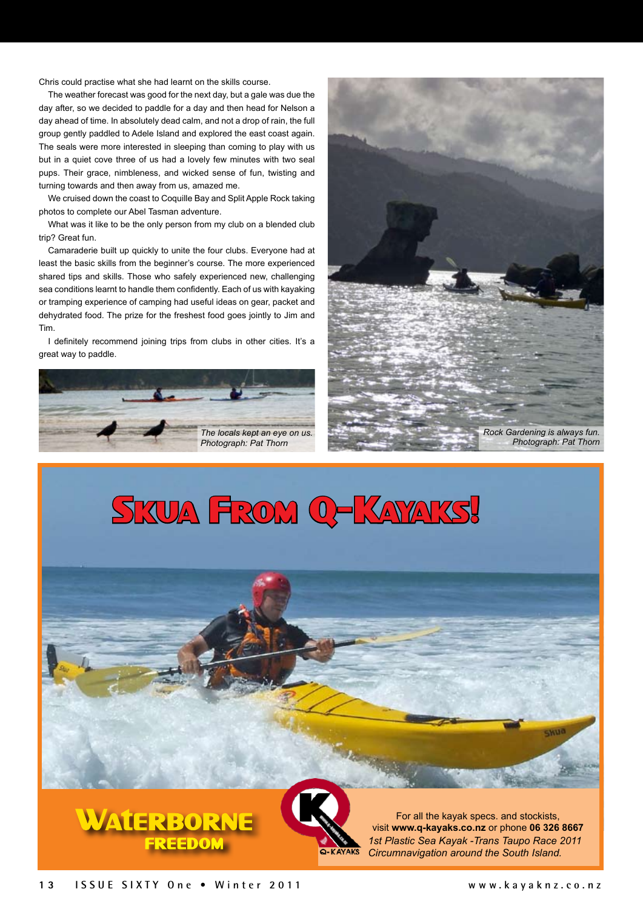Chris could practise what she had learnt on the skills course.

The weather forecast was good for the next day, but a gale was due the day after, so we decided to paddle for a day and then head for Nelson a day ahead of time. In absolutely dead calm, and not a drop of rain, the full group gently paddled to Adele Island and explored the east coast again. The seals were more interested in sleeping than coming to play with us but in a quiet cove three of us had a lovely few minutes with two seal pups. Their grace, nimbleness, and wicked sense of fun, twisting and turning towards and then away from us, amazed me.

We cruised down the coast to Coquille Bay and Split Apple Rock taking photos to complete our Abel Tasman adventure.

What was it like to be the only person from my club on a blended club trip? Great fun.

Camaraderie built up quickly to unite the four clubs. Everyone had at least the basic skills from the beginner's course. The more experienced shared tips and skills. Those who safely experienced new, challenging sea conditions learnt to handle them confidently. Each of us with kayaking or tramping experience of camping had useful ideas on gear, packet and dehydrated food. The prize for the freshest food goes jointly to Jim and Tim.

I definitely recommend joining trips from clubs in other cities. It's a great way to paddle.

*The locals kept an eye on us. Photograph: Pat Thorn*

*Rock Gardening is always fun. Photograph: Pat Thorn*

# Skua From Q-Kayaks!

**Waterborne Freedom**

For all the kayak specs. and stockists, visit **www.q-kayaks.co.nz** or phone **06 326 8667**

*1st Plastic Sea Kayak -Trans Taupo Race 2011*

*Circumnavigation around the South Island.*